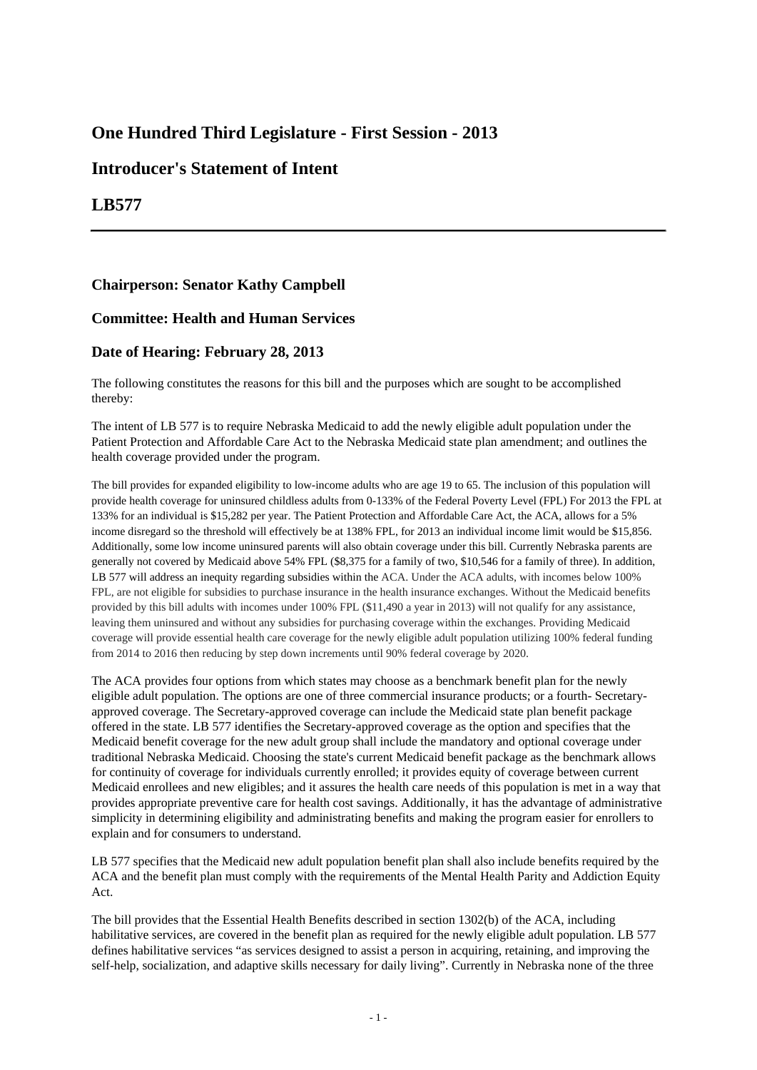# One Hundred Third Legislature - First Session - 2013

# Introducer's Statement of Intent

# LB577

---

### Chairperson: Senator Kathy Campbell

### Committee: Health and Human Services

### Date of Hearing: February 28, 2013

The following constitutes the reasons for this bill and the purposes which are sought to be accomplished thereby:

The intent of LB 577 is to require Nebraska Medicaid to add the newly eligible adult population under the Patient Protection and Affordable Care Act to the Nebraska Medicaid state plan amendment; and outlines the health coverage provided under the program.

The bill provides for expanded eligibility to low-income adults who are age 19 to 65. The inclusion of this population will provide health coverage for uninsured childless adults from 0-133% of the Federal Poverty Level (FPL) For 2013 the FPL at 133% for an individual is $15,282 per year. The Patient Protection and Affordable Care Act, the ACA, allows for a 5% income disregard so the threshold will effectively be at 138% FPL, for 2013 an individual income limit would be $15,856. Additionally, some low income uninsured parents will also obtain coverage under this bill. Currently Nebraska parents are generally not covered by Medicaid above 54% FPL ($8,375 for a family of two, $10,546 for a family of three). In addition, LB 577 will address an inequity regarding subsidies within the ACA. Under the ACA adults, with incomes below 100% FPL, are not eligible for subsidies to purchase insurance in the health insurance exchanges. Without the Medicaid benefits provided by this bill adults with incomes under 100% FPL ($11,490 a year in 2013) will not qualify for any assistance, leaving them uninsured and without any subsidies for purchasing coverage within the exchanges. Providing Medicaid coverage will provide essential health care coverage for the newly eligible adult population utilizing 100% federal funding from 2014 to 2016 then reducing by step down increments until 90% federal coverage by 2020.

The ACA provides four options from which states may choose as a benchmark benefit plan for the newly eligible adult population. The options are one of three commercial insurance products; or a fourth- Secretary-approved coverage. The Secretary-approved coverage can include the Medicaid state plan benefit package offered in the state. LB 577 identifies the Secretary-approved coverage as the option and specifies that the Medicaid benefit coverage for the new adult group shall include the mandatory and optional coverage under traditional Nebraska Medicaid. Choosing the state's current Medicaid benefit package as the benchmark allows for continuity of coverage for individuals currently enrolled; it provides equity of coverage between current Medicaid enrollees and new eligibles; and it assures the health care needs of this population is met in a way that provides appropriate preventive care for health cost savings. Additionally, it has the advantage of administrative simplicity in determining eligibility and administrating benefits and making the program easier for enrollers to explain and for consumers to understand.

LB 577 specifies that the Medicaid new adult population benefit plan shall also include benefits required by the ACA and the benefit plan must comply with the requirements of the Mental Health Parity and Addiction Equity Act.

The bill provides that the Essential Health Benefits described in section 1302(b) of the ACA, including habilitative services, are covered in the benefit plan as required for the newly eligible adult population. LB 577 defines habilitative services "as services designed to assist a person in acquiring, retaining, and improving the self-help, socialization, and adaptive skills necessary for daily living". Currently in Nebraska none of the three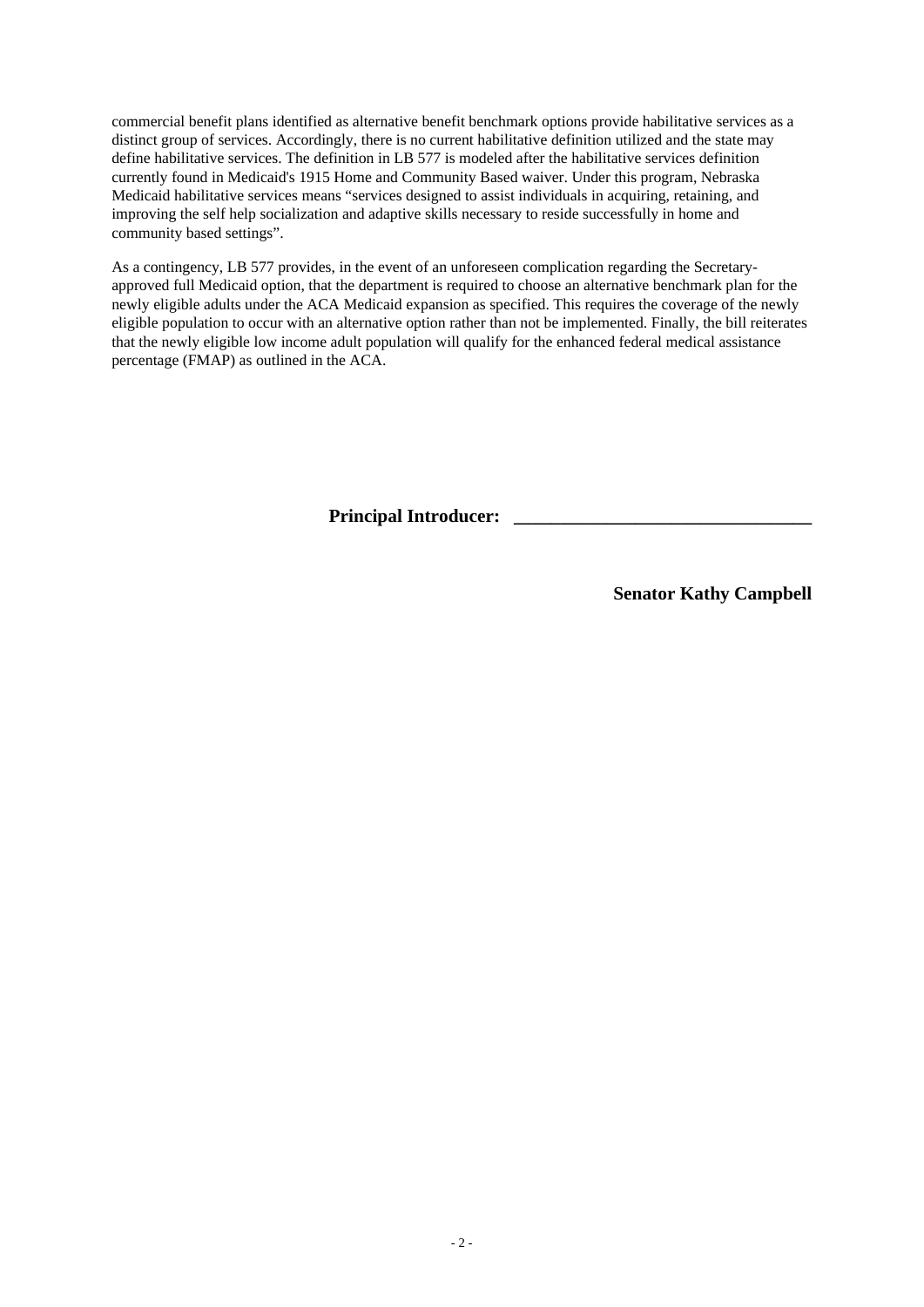commercial benefit plans identified as alternative benefit benchmark options provide habilitative services as a distinct group of services. Accordingly, there is no current habilitative definition utilized and the state may define habilitative services. The definition in LB 577 is modeled after the habilitative services definition currently found in Medicaid's 1915 Home and Community Based waiver. Under this program, Nebraska Medicaid habilitative services means "services designed to assist individuals in acquiring, retaining, and improving the self help socialization and adaptive skills necessary to reside successfully in home and community based settings".

As a contingency, LB 577 provides, in the event of an unforeseen complication regarding the Secretary-approved full Medicaid option, that the department is required to choose an alternative benchmark plan for the newly eligible adults under the ACA Medicaid expansion as specified. This requires the coverage of the newly eligible population to occur with an alternative option rather than not be implemented. Finally, the bill reiterates that the newly eligible low income adult population will qualify for the enhanced federal medical assistance percentage (FMAP) as outlined in the ACA.

**Principal Introducer:** ________________________________

**Senator Kathy Campbell**